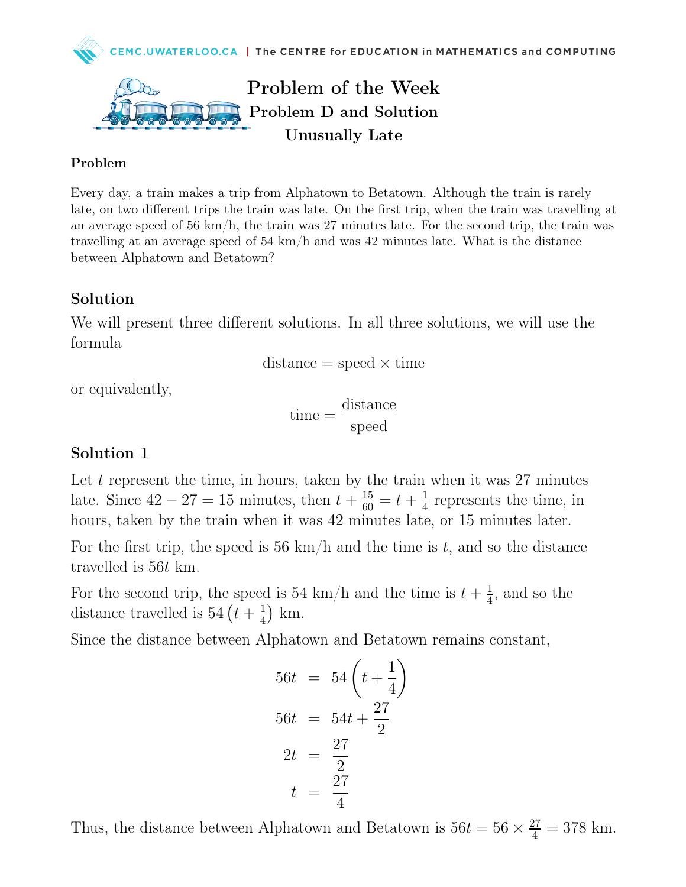# Problem of the Week
## Problem D and Solution
## Unusually Late

### Problem

Every day, a train makes a trip from Alphatown to Betatown. Although the train is rarely late, on two different trips the train was late. On the first trip, when the train was travelling at an average speed of 56 km/h, the train was 27 minutes late. For the second trip, the train was travelling at an average speed of 54 km/h and was 42 minutes late. What is the distance between Alphatown and Betatown?

## Solution

We will present three different solutions. In all three solutions, we will use the formula

$$\text{distance} = \text{speed} \times \text{time}$$

or equivalently,

$$\text{time} = \frac{\text{distance}}{\text{speed}}$$

## Solution 1

Let $t$ represent the time, in hours, taken by the train when it was 27 minutes late. Since $42 - 27 = 15$ minutes, then $t + \frac{15}{60} = t + \frac{1}{4}$ represents the time, in hours, taken by the train when it was 42 minutes late, or 15 minutes later.

For the first trip, the speed is 56 km/h and the time is $t$, and so the distance travelled is $56t$ km.

For the second trip, the speed is 54 km/h and the time is $t + \frac{1}{4}$, and so the distance travelled is $54\left(t + \frac{1}{4}\right)$ km.

Since the distance between Alphatown and Betatown remains constant,

$$\begin{aligned}
56t &= 54\left(t + \frac{1}{4}\right) \\
56t &= 54t + \frac{27}{2} \\
2t &= \frac{27}{2} \\
t &= \frac{27}{4}
\end{aligned}$$

Thus, the distance between Alphatown and Betatown is $56t = 56 \times \frac{27}{4} = 378$ km.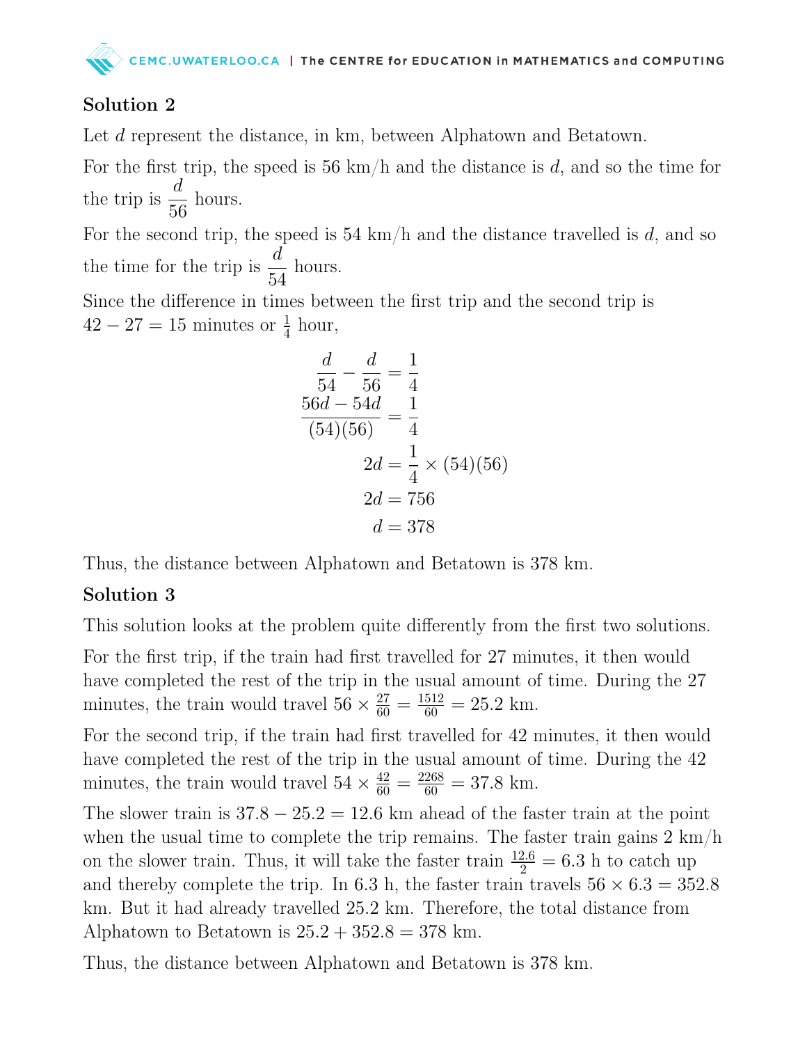**Solution 2**

Let $d$ represent the distance, in km, between Alphatown and Betatown.

For the first trip, the speed is 56 km/h and the distance is $d$, and so the time for the trip is $\dfrac{d}{56}$ hours.

For the second trip, the speed is 54 km/h and the distance travelled is $d$, and so the time for the trip is $\dfrac{d}{54}$ hours.

Since the difference in times between the first trip and the second trip is $42 - 27 = 15$ minutes or $\frac{1}{4}$ hour,

$$
\begin{aligned}
\frac{d}{54} - \frac{d}{56} &= \frac{1}{4} \\
\frac{56d - 54d}{(54)(56)} &= \frac{1}{4} \\
2d &= \frac{1}{4} \times (54)(56) \\
2d &= 756 \\
d &= 378
\end{aligned}
$$

Thus, the distance between Alphatown and Betatown is 378 km.

**Solution 3**

This solution looks at the problem quite differently from the first two solutions.

For the first trip, if the train had first travelled for 27 minutes, it then would have completed the rest of the trip in the usual amount of time. During the 27 minutes, the train would travel $56 \times \frac{27}{60} = \frac{1512}{60} = 25.2$ km.

For the second trip, if the train had first travelled for 42 minutes, it then would have completed the rest of the trip in the usual amount of time. During the 42 minutes, the train would travel $54 \times \frac{42}{60} = \frac{2268}{60} = 37.8$ km.

The slower train is $37.8 - 25.2 = 12.6$ km ahead of the faster train at the point when the usual time to complete the trip remains. The faster train gains 2 km/h on the slower train. Thus, it will take the faster train $\frac{12.6}{2} = 6.3$ h to catch up and thereby complete the trip. In 6.3 h, the faster train travels $56 \times 6.3 = 352.8$ km. But it had already travelled 25.2 km. Therefore, the total distance from Alphatown to Betatown is $25.2 + 352.8 = 378$ km.

Thus, the distance between Alphatown and Betatown is 378 km.